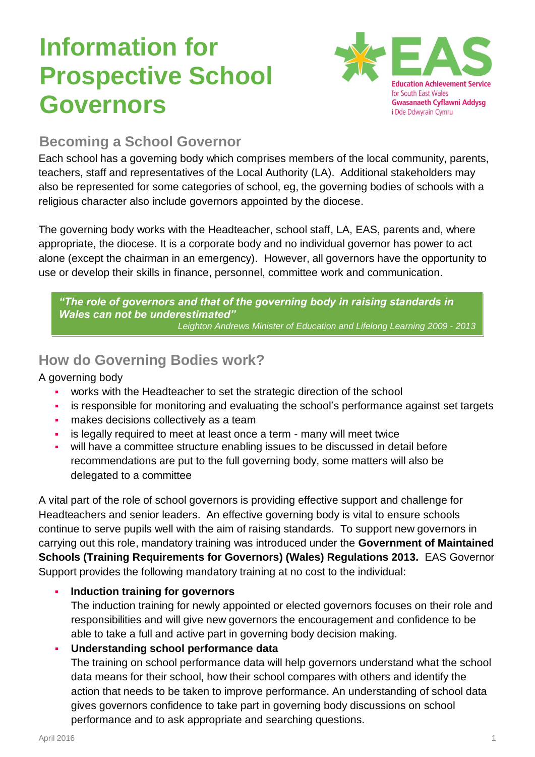# Information for Prospective School Governors

EAS
Education Achievement Service for South East Wales
Gwasanaeth Cyflawni Addysg i Dde Ddwyrain Cymru

## Becoming a School Governor

Each school has a governing body which comprises members of the local community, parents, teachers, staff and representatives of the Local Authority (LA). Additional stakeholders may also be represented for some categories of school, eg, the governing bodies of schools with a religious character also include governors appointed by the diocese.

The governing body works with the Headteacher, school staff, LA, EAS, parents and, where appropriate, the diocese. It is a corporate body and no individual governor has power to act alone (except the chairman in an emergency). However, all governors have the opportunity to use or develop their skills in finance, personnel, committee work and communication.

> ***"The role of governors and that of the governing body in raising standards in Wales can not be underestimated"***
>
> *Leighton Andrews Minister of Education and Lifelong Learning 2009 - 2013*

## How do Governing Bodies work?

A governing body

- works with the Headteacher to set the strategic direction of the school
- is responsible for monitoring and evaluating the school's performance against set targets
- makes decisions collectively as a team
- is legally required to meet at least once a term - many will meet twice
- will have a committee structure enabling issues to be discussed in detail before recommendations are put to the full governing body, some matters will also be delegated to a committee

A vital part of the role of school governors is providing effective support and challenge for Headteachers and senior leaders. An effective governing body is vital to ensure schools continue to serve pupils well with the aim of raising standards. To support new governors in carrying out this role, mandatory training was introduced under the **Government of Maintained Schools (Training Requirements for Governors) (Wales) Regulations 2013.** EAS Governor Support provides the following mandatory training at no cost to the individual:

- **Induction training for governors**
  The induction training for newly appointed or elected governors focuses on their role and responsibilities and will give new governors the encouragement and confidence to be able to take a full and active part in governing body decision making.
- **Understanding school performance data**
  The training on school performance data will help governors understand what the school data means for their school, how their school compares with others and identify the action that needs to be taken to improve performance. An understanding of school data gives governors confidence to take part in governing body discussions on school performance and to ask appropriate and searching questions.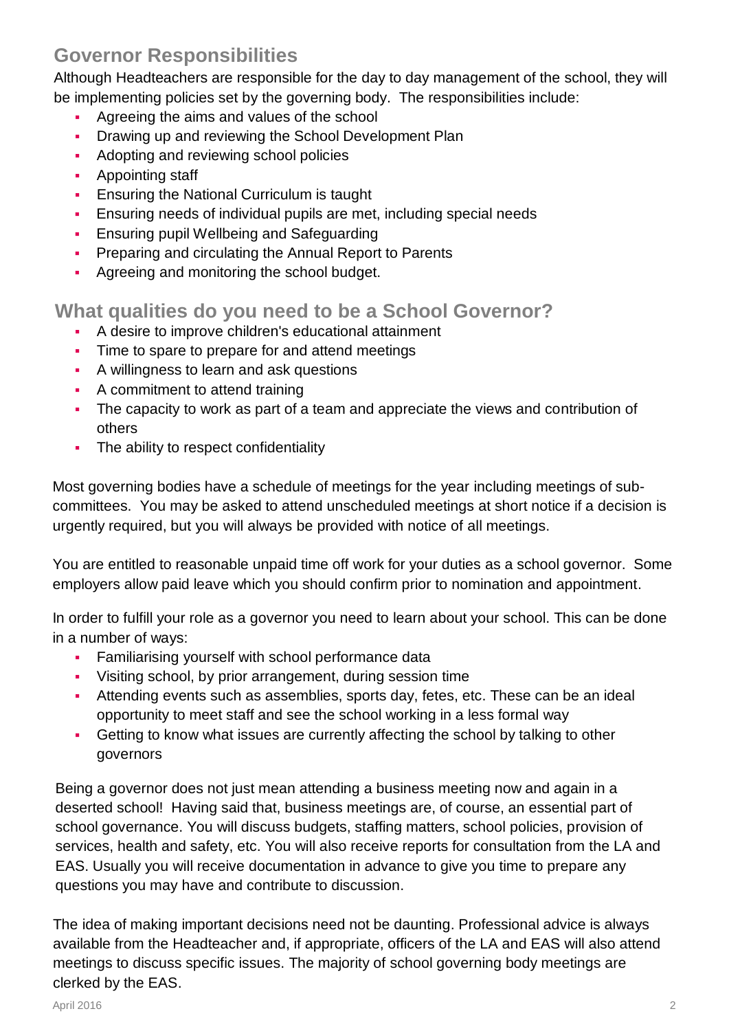## Governor Responsibilities

Although Headteachers are responsible for the day to day management of the school, they will be implementing policies set by the governing body. The responsibilities include:

- Agreeing the aims and values of the school
- Drawing up and reviewing the School Development Plan
- Adopting and reviewing school policies
- Appointing staff
- Ensuring the National Curriculum is taught
- Ensuring needs of individual pupils are met, including special needs
- Ensuring pupil Wellbeing and Safeguarding
- Preparing and circulating the Annual Report to Parents
- Agreeing and monitoring the school budget.

## What qualities do you need to be a School Governor?

- A desire to improve children's educational attainment
- Time to spare to prepare for and attend meetings
- A willingness to learn and ask questions
- A commitment to attend training
- The capacity to work as part of a team and appreciate the views and contribution of others
- The ability to respect confidentiality

Most governing bodies have a schedule of meetings for the year including meetings of sub-committees. You may be asked to attend unscheduled meetings at short notice if a decision is urgently required, but you will always be provided with notice of all meetings.

You are entitled to reasonable unpaid time off work for your duties as a school governor. Some employers allow paid leave which you should confirm prior to nomination and appointment.

In order to fulfill your role as a governor you need to learn about your school. This can be done in a number of ways:

- Familiarising yourself with school performance data
- Visiting school, by prior arrangement, during session time
- Attending events such as assemblies, sports day, fetes, etc. These can be an ideal opportunity to meet staff and see the school working in a less formal way
- Getting to know what issues are currently affecting the school by talking to other governors

Being a governor does not just mean attending a business meeting now and again in a deserted school! Having said that, business meetings are, of course, an essential part of school governance. You will discuss budgets, staffing matters, school policies, provision of services, health and safety, etc. You will also receive reports for consultation from the LA and EAS. Usually you will receive documentation in advance to give you time to prepare any questions you may have and contribute to discussion.

The idea of making important decisions need not be daunting. Professional advice is always available from the Headteacher and, if appropriate, officers of the LA and EAS will also attend meetings to discuss specific issues. The majority of school governing body meetings are clerked by the EAS.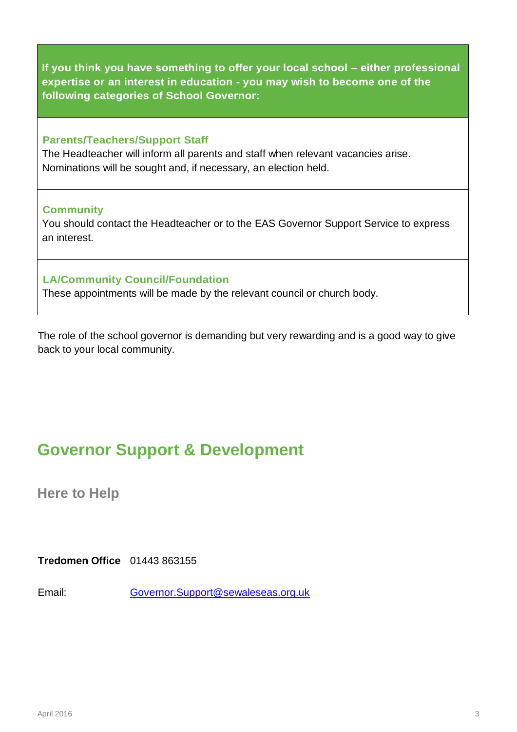**If you think you have something to offer your local school – either professional expertise or an interest in education - you may wish to become one of the following categories of School Governor:**

**Parents/Teachers/Support Staff**

The Headteacher will inform all parents and staff when relevant vacancies arise. Nominations will be sought and, if necessary, an election held.

**Community**

You should contact the Headteacher or to the EAS Governor Support Service to express an interest.

**LA/Community Council/Foundation**

These appointments will be made by the relevant council or church body.

The role of the school governor is demanding but very rewarding and is a good way to give back to your local community.

# Governor Support & Development

## Here to Help

**Tredomen Office** 01443 863155

Email: Governor.Support@sewaleseas.org.uk